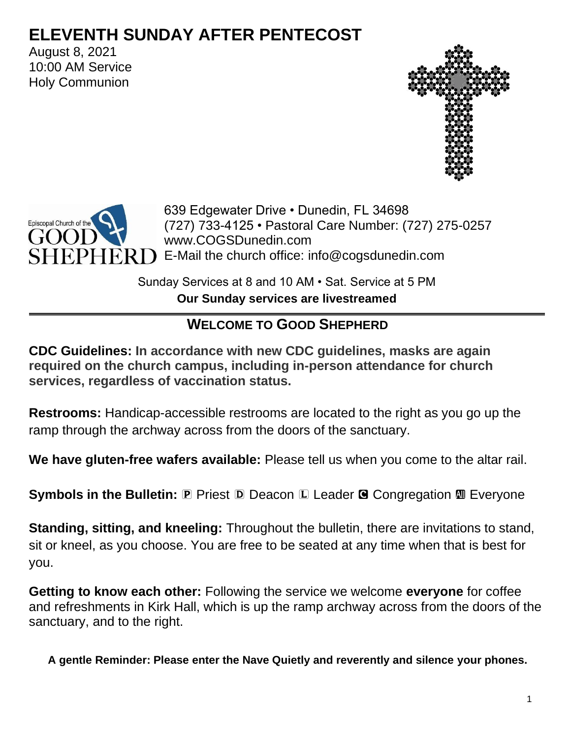# ELEVENTH SUNDAY AFTER PENTECOST

August 8, 2021
10:00 AM Service
Holy Communion

Episcopal Church of the GOOD SHEPHERD

639 Edgewater Drive • Dunedin, FL 34698
(727) 733-4125 • Pastoral Care Number: (727) 275-0257
www.COGSDunedin.com
E-Mail the church office: info@cogsdunedin.com

Sunday Services at 8 and 10 AM • Sat. Service at 5 PM
**Our Sunday services are livestreamed**

---

## WELCOME TO GOOD SHEPHERD

**CDC Guidelines: In accordance with new CDC guidelines, masks are again required on the church campus, including in-person attendance for church services, regardless of vaccination status.**

**Restrooms:** Handicap-accessible restrooms are located to the right as you go up the ramp through the archway across from the doors of the sanctuary.

**We have gluten-free wafers available:** Please tell us when you come to the altar rail.

**Symbols in the Bulletin:** Ⓟ Priest Ⓓ Deacon Ⓛ Leader Ⓒ Congregation Ⓐ Everyone

**Standing, sitting, and kneeling:** Throughout the bulletin, there are invitations to stand, sit or kneel, as you choose. You are free to be seated at any time when that is best for you.

**Getting to know each other:** Following the service we welcome **everyone** for coffee and refreshments in Kirk Hall, which is up the ramp archway across from the doors of the sanctuary, and to the right.

**A gentle Reminder: Please enter the Nave Quietly and reverently and silence your phones.**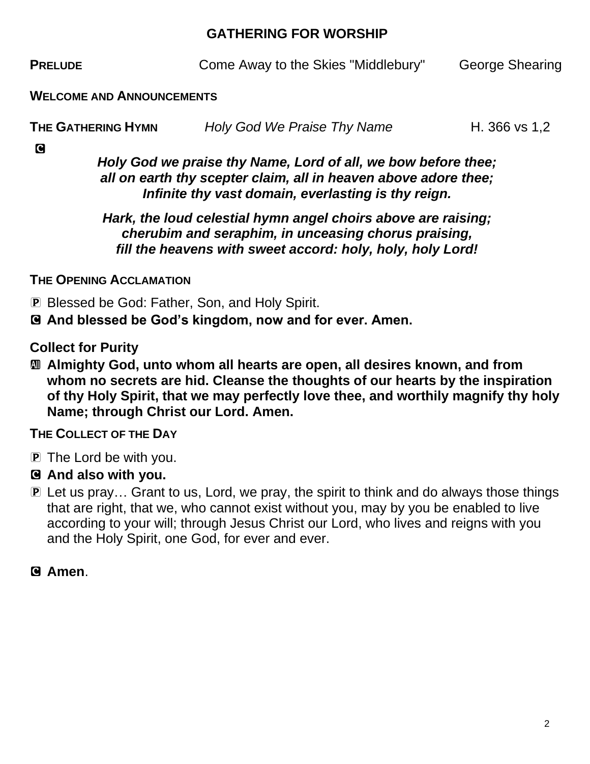## GATHERING FOR WORSHIP

**PRELUDE** Come Away to the Skies "Middlebury" George Shearing

**WELCOME AND ANNOUNCEMENTS**

**THE GATHERING HYMN** *Holy God We Praise Thy Name* H. 366 vs 1,2

C

***Holy God we praise thy Name, Lord of all, we bow before thee; all on earth thy scepter claim, all in heaven above adore thee; Infinite thy vast domain, everlasting is thy reign.***

***Hark, the loud celestial hymn angel choirs above are raising; cherubim and seraphim, in unceasing chorus praising, fill the heavens with sweet accord: holy, holy, holy Lord!***

**THE OPENING ACCLAMATION**

P Blessed be God: Father, Son, and Holy Spirit.

C **And blessed be God's kingdom, now and for ever. Amen.**

**Collect for Purity**

All **Almighty God, unto whom all hearts are open, all desires known, and from whom no secrets are hid. Cleanse the thoughts of our hearts by the inspiration of thy Holy Spirit, that we may perfectly love thee, and worthily magnify thy holy Name; through Christ our Lord. Amen.**

**THE COLLECT OF THE DAY**

P The Lord be with you.

C **And also with you.**

P Let us pray… Grant to us, Lord, we pray, the spirit to think and do always those things that are right, that we, who cannot exist without you, may by you be enabled to live according to your will; through Jesus Christ our Lord, who lives and reigns with you and the Holy Spirit, one God, for ever and ever.

C **Amen**.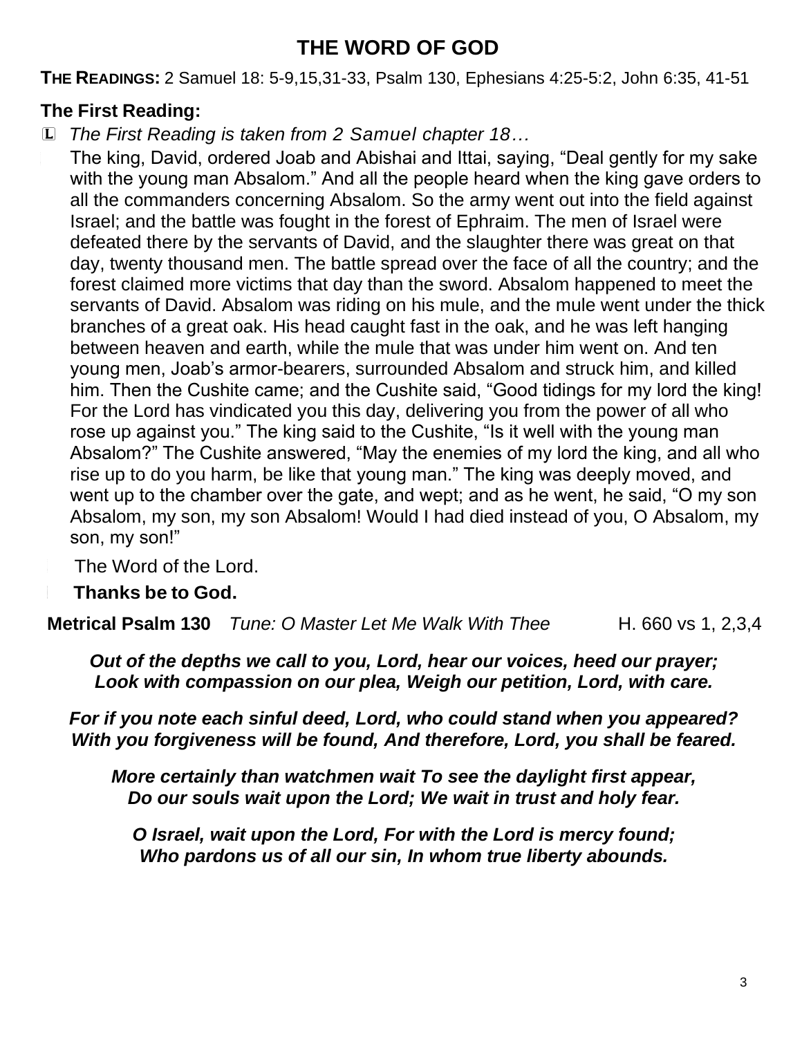# THE WORD OF GOD

**THE READINGS:** 2 Samuel 18: 5-9,15,31-33, Psalm 130, Ephesians 4:25-5:2, John 6:35, 41-51

## The First Reading:

L *The First Reading is taken from 2 Samuel chapter 18…*

The king, David, ordered Joab and Abishai and Ittai, saying, “Deal gently for my sake with the young man Absalom.” And all the people heard when the king gave orders to all the commanders concerning Absalom. So the army went out into the field against Israel; and the battle was fought in the forest of Ephraim. The men of Israel were defeated there by the servants of David, and the slaughter there was great on that day, twenty thousand men. The battle spread over the face of all the country; and the forest claimed more victims that day than the sword. Absalom happened to meet the servants of David. Absalom was riding on his mule, and the mule went under the thick branches of a great oak. His head caught fast in the oak, and he was left hanging between heaven and earth, while the mule that was under him went on. And ten young men, Joab’s armor-bearers, surrounded Absalom and struck him, and killed him. Then the Cushite came; and the Cushite said, “Good tidings for my lord the king! For the Lord has vindicated you this day, delivering you from the power of all who rose up against you.” The king said to the Cushite, “Is it well with the young man Absalom?” The Cushite answered, “May the enemies of my lord the king, and all who rise up to do you harm, be like that young man.” The king was deeply moved, and went up to the chamber over the gate, and wept; and as he went, he said, “O my son Absalom, my son, my son Absalom! Would I had died instead of you, O Absalom, my son, my son!”

The Word of the Lord.

**Thanks be to God.**

**Metrical Psalm 130** *Tune: O Master Let Me Walk With Thee* H. 660 vs 1, 2,3,4

***Out of the depths we call to you, Lord, hear our voices, heed our prayer;***
***Look with compassion on our plea, Weigh our petition, Lord, with care.***

***For if you note each sinful deed, Lord, who could stand when you appeared?***
***With you forgiveness will be found, And therefore, Lord, you shall be feared.***

***More certainly than watchmen wait To see the daylight first appear,***
***Do our souls wait upon the Lord; We wait in trust and holy fear.***

***O Israel, wait upon the Lord, For with the Lord is mercy found;***
***Who pardons us of all our sin, In whom true liberty abounds.***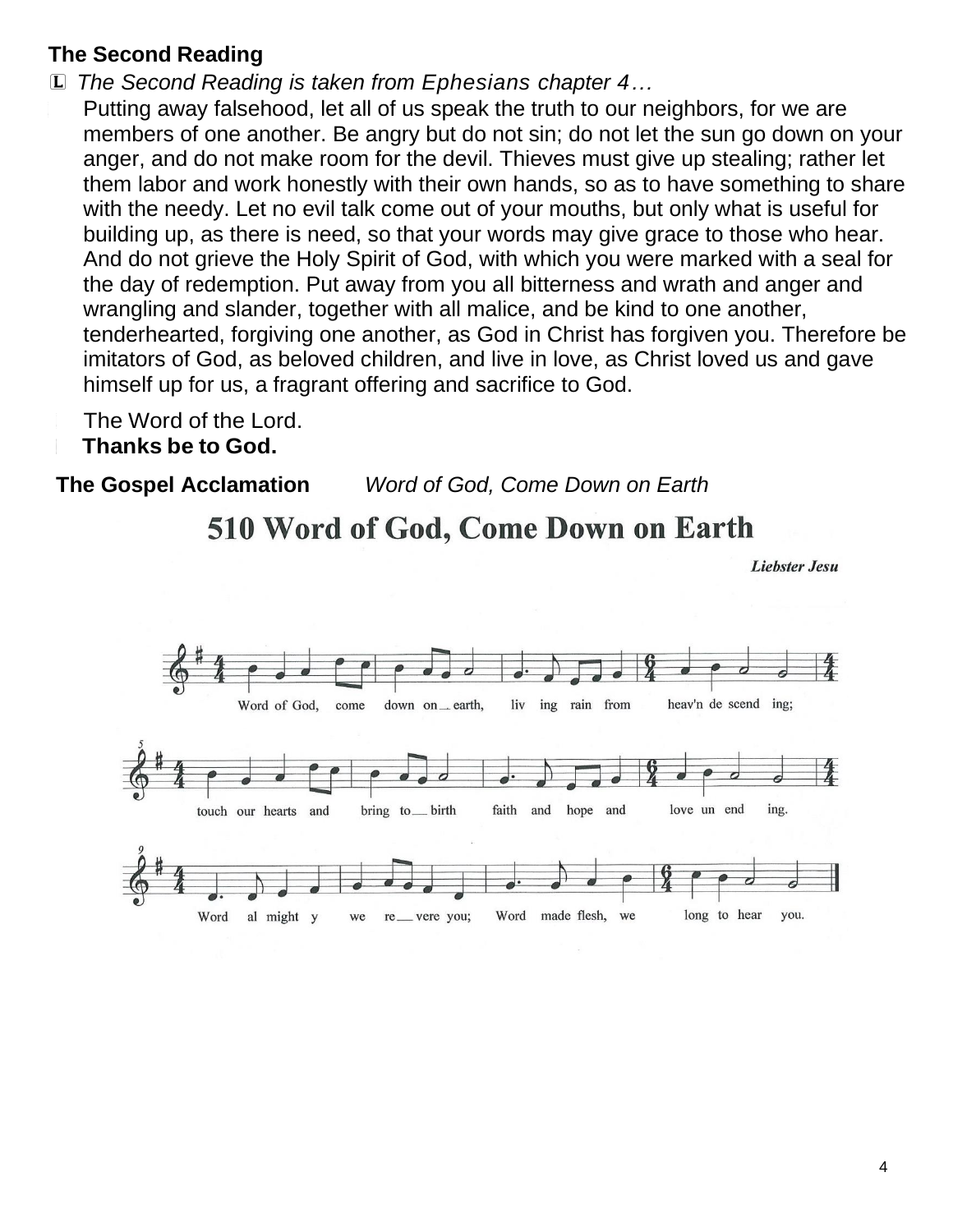**The Second Reading**

L *The Second Reading is taken from Ephesians chapter 4…*

Putting away falsehood, let all of us speak the truth to our neighbors, for we are members of one another. Be angry but do not sin; do not let the sun go down on your anger, and do not make room for the devil. Thieves must give up stealing; rather let them labor and work honestly with their own hands, so as to have something to share with the needy. Let no evil talk come out of your mouths, but only what is useful for building up, as there is need, so that your words may give grace to those who hear. And do not grieve the Holy Spirit of God, with which you were marked with a seal for the day of redemption. Put away from you all bitterness and wrath and anger and wrangling and slander, together with all malice, and be kind to one another, tenderhearted, forgiving one another, as God in Christ has forgiven you. Therefore be imitators of God, as beloved children, and live in love, as Christ loved us and gave himself up for us, a fragrant offering and sacrifice to God.

The Word of the Lord.
**Thanks be to God.**

**The Gospel Acclamation** *Word of God, Come Down on Earth*

## 510 Word of God, Come Down on Earth

*Liebster Jesu*

Word of God, come down on earth, living rain from heav'n descending; touch our hearts and bring to birth faith and hope and love unending. Word almighty we revere you; Word made flesh, we long to hear you.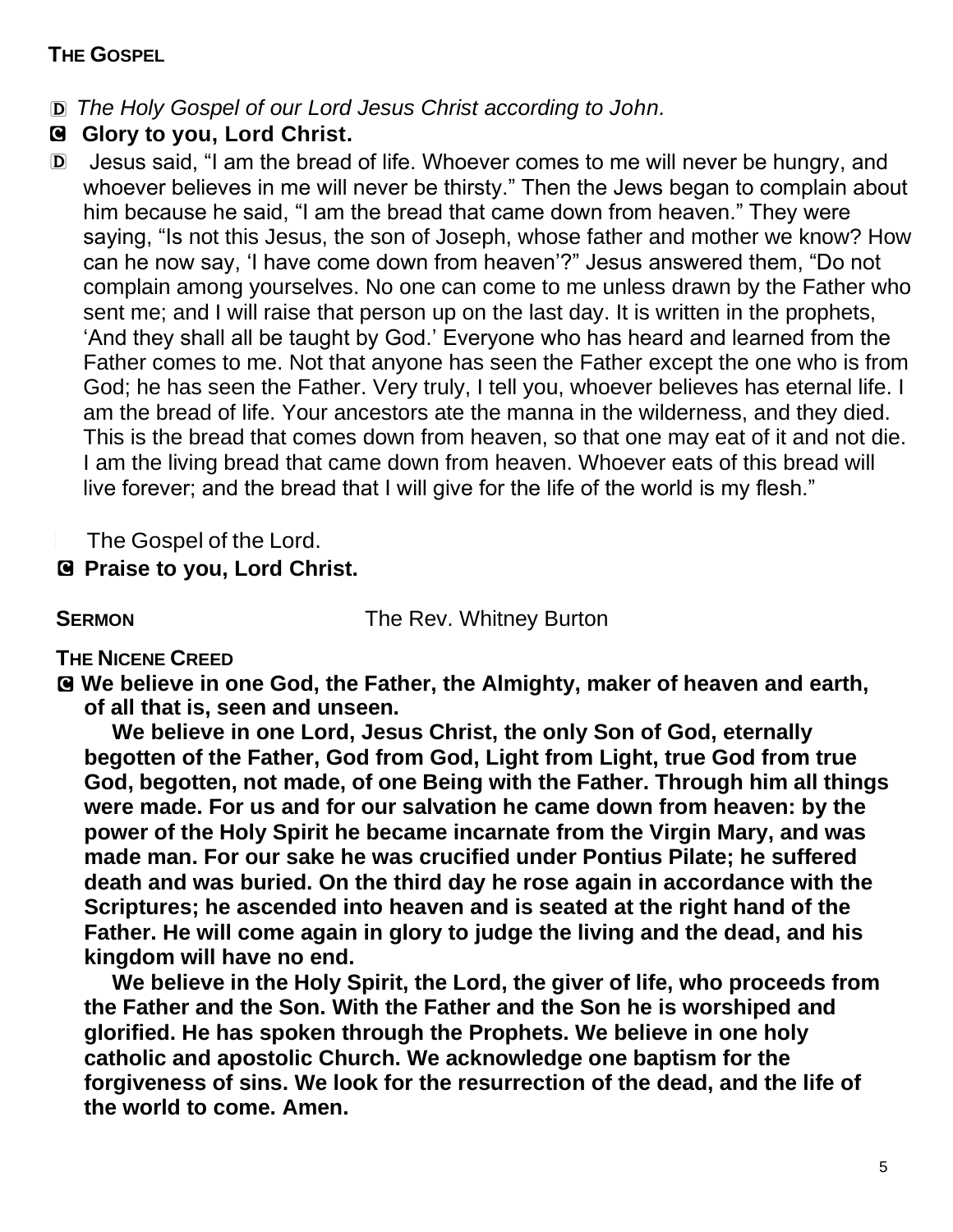**THE GOSPEL**

Ⓓ *The Holy Gospel of our Lord Jesus Christ according to John.*

Ⓒ **Glory to you, Lord Christ.**

Ⓓ Jesus said, "I am the bread of life. Whoever comes to me will never be hungry, and whoever believes in me will never be thirsty." Then the Jews began to complain about him because he said, "I am the bread that came down from heaven." They were saying, "Is not this Jesus, the son of Joseph, whose father and mother we know? How can he now say, 'I have come down from heaven'?" Jesus answered them, "Do not complain among yourselves. No one can come to me unless drawn by the Father who sent me; and I will raise that person up on the last day. It is written in the prophets, 'And they shall all be taught by God.' Everyone who has heard and learned from the Father comes to me. Not that anyone has seen the Father except the one who is from God; he has seen the Father. Very truly, I tell you, whoever believes has eternal life. I am the bread of life. Your ancestors ate the manna in the wilderness, and they died. This is the bread that comes down from heaven, so that one may eat of it and not die. I am the living bread that came down from heaven. Whoever eats of this bread will live forever; and the bread that I will give for the life of the world is my flesh."

The Gospel of the Lord.

Ⓒ **Praise to you, Lord Christ.**

**SERMON** The Rev. Whitney Burton

**THE NICENE CREED**

Ⓒ **We believe in one God, the Father, the Almighty, maker of heaven and earth, of all that is, seen and unseen.**

**We believe in one Lord, Jesus Christ, the only Son of God, eternally begotten of the Father, God from God, Light from Light, true God from true God, begotten, not made, of one Being with the Father. Through him all things were made. For us and for our salvation he came down from heaven: by the power of the Holy Spirit he became incarnate from the Virgin Mary, and was made man. For our sake he was crucified under Pontius Pilate; he suffered death and was buried. On the third day he rose again in accordance with the Scriptures; he ascended into heaven and is seated at the right hand of the Father. He will come again in glory to judge the living and the dead, and his kingdom will have no end.**

**We believe in the Holy Spirit, the Lord, the giver of life, who proceeds from the Father and the Son. With the Father and the Son he is worshiped and glorified. He has spoken through the Prophets. We believe in one holy catholic and apostolic Church. We acknowledge one baptism for the forgiveness of sins. We look for the resurrection of the dead, and the life of the world to come. Amen.**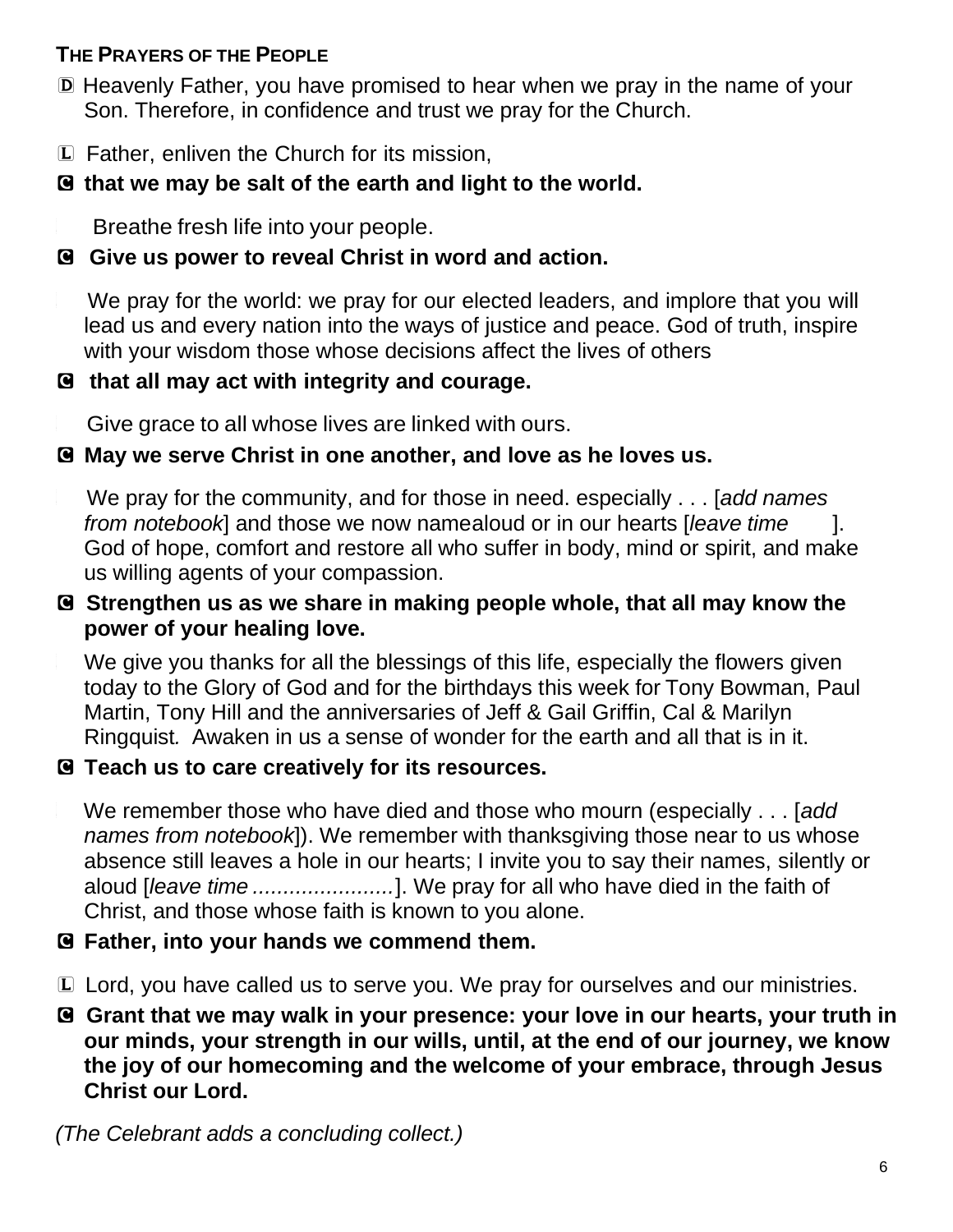**THE PRAYERS OF THE PEOPLE**

D Heavenly Father, you have promised to hear when we pray in the name of your Son. Therefore, in confidence and trust we pray for the Church.

L Father, enliven the Church for its mission,

**C that we may be salt of the earth and light to the world.**

L Breathe fresh life into your people.

**C Give us power to reveal Christ in word and action.**

L We pray for the world: we pray for our elected leaders, and implore that you will lead us and every nation into the ways of justice and peace. God of truth, inspire with your wisdom those whose decisions affect the lives of others

**C that all may act with integrity and courage.**

L Give grace to all whose lives are linked with ours.

**C May we serve Christ in one another, and love as he loves us.**

L We pray for the community, and for those in need. especially . . . [*add names from notebook*] and those we now namealoud or in our hearts [*leave time* ]. God of hope, comfort and restore all who suffer in body, mind or spirit, and make us willing agents of your compassion.

**C Strengthen us as we share in making people whole, that all may know the power of your healing love.**

L We give you thanks for all the blessings of this life, especially the flowers given today to the Glory of God and for the birthdays this week for Tony Bowman, Paul Martin, Tony Hill and the anniversaries of Jeff & Gail Griffin, Cal & Marilyn Ringquist. Awaken in us a sense of wonder for the earth and all that is in it.

**C Teach us to care creatively for its resources.**

L We remember those who have died and those who mourn (especially . . . [*add names from notebook*]). We remember with thanksgiving those near to us whose absence still leaves a hole in our hearts; I invite you to say their names, silently or aloud [*leave time* .......................]. We pray for all who have died in the faith of Christ, and those whose faith is known to you alone.

**C Father, into your hands we commend them.**

L Lord, you have called us to serve you. We pray for ourselves and our ministries.

**C Grant that we may walk in your presence: your love in our hearts, your truth in our minds, your strength in our wills, until, at the end of our journey, we know the joy of our homecoming and the welcome of your embrace, through Jesus Christ our Lord.**

*(The Celebrant adds a concluding collect.)*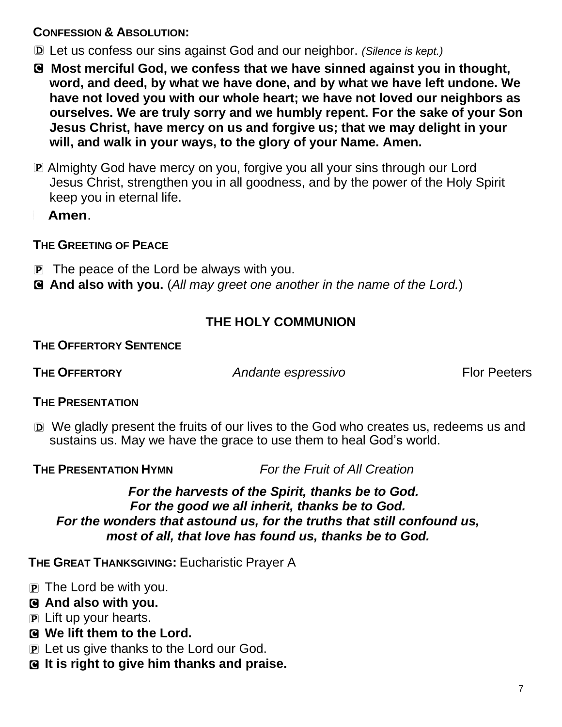**CONFESSION & ABSOLUTION:**

D Let us confess our sins against God and our neighbor. *(Silence is kept.)*

C **Most merciful God, we confess that we have sinned against you in thought, word, and deed, by what we have done, and by what we have left undone. We have not loved you with our whole heart; we have not loved our neighbors as ourselves. We are truly sorry and we humbly repent. For the sake of your Son Jesus Christ, have mercy on us and forgive us; that we may delight in your will, and walk in your ways, to the glory of your Name. Amen.**

P Almighty God have mercy on you, forgive you all your sins through our Lord Jesus Christ, strengthen you in all goodness, and by the power of the Holy Spirit keep you in eternal life.

**Amen**.

**THE GREETING OF PEACE**

P The peace of the Lord be always with you.

C **And also with you.** (*All may greet one another in the name of the Lord.*)

## THE HOLY COMMUNION

**THE OFFERTORY SENTENCE**

**THE OFFERTORY** *Andante espressivo* Flor Peeters

**THE PRESENTATION**

D We gladly present the fruits of our lives to the God who creates us, redeems us and sustains us. May we have the grace to use them to heal God's world.

**THE PRESENTATION HYMN** *For the Fruit of All Creation*

***For the harvests of the Spirit, thanks be to God.***
***For the good we all inherit, thanks be to God.***
***For the wonders that astound us, for the truths that still confound us,***
***most of all, that love has found us, thanks be to God.***

**THE GREAT THANKSGIVING:** Eucharistic Prayer A

P The Lord be with you.

C **And also with you.**

P Lift up your hearts.

C **We lift them to the Lord.**

P Let us give thanks to the Lord our God.

C **It is right to give him thanks and praise.**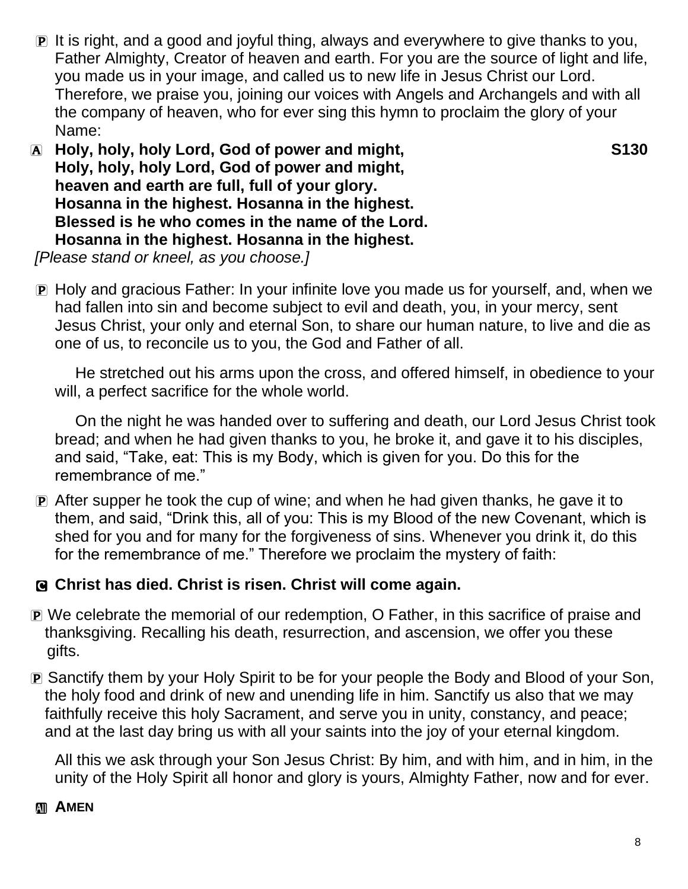P It is right, and a good and joyful thing, always and everywhere to give thanks to you, Father Almighty, Creator of heaven and earth. For you are the source of light and life, you made us in your image, and called us to new life in Jesus Christ our Lord. Therefore, we praise you, joining our voices with Angels and Archangels and with all the company of heaven, who for ever sing this hymn to proclaim the glory of your Name:

A **Holy, holy, holy Lord, God of power and might,** **S130**
**Holy, holy, holy Lord, God of power and might,**
**heaven and earth are full, full of your glory.**
**Hosanna in the highest. Hosanna in the highest.**
**Blessed is he who comes in the name of the Lord.**
**Hosanna in the highest. Hosanna in the highest.**

*[Please stand or kneel, as you choose.]*

P Holy and gracious Father: In your infinite love you made us for yourself, and, when we had fallen into sin and become subject to evil and death, you, in your mercy, sent Jesus Christ, your only and eternal Son, to share our human nature, to live and die as one of us, to reconcile us to you, the God and Father of all.

He stretched out his arms upon the cross, and offered himself, in obedience to your will, a perfect sacrifice for the whole world.

On the night he was handed over to suffering and death, our Lord Jesus Christ took bread; and when he had given thanks to you, he broke it, and gave it to his disciples, and said, "Take, eat: This is my Body, which is given for you. Do this for the remembrance of me."

P After supper he took the cup of wine; and when he had given thanks, he gave it to them, and said, "Drink this, all of you: This is my Blood of the new Covenant, which is shed for you and for many for the forgiveness of sins. Whenever you drink it, do this for the remembrance of me." Therefore we proclaim the mystery of faith:

C **Christ has died. Christ is risen. Christ will come again.**

P We celebrate the memorial of our redemption, O Father, in this sacrifice of praise and thanksgiving. Recalling his death, resurrection, and ascension, we offer you these gifts.

P Sanctify them by your Holy Spirit to be for your people the Body and Blood of your Son, the holy food and drink of new and unending life in him. Sanctify us also that we may faithfully receive this holy Sacrament, and serve you in unity, constancy, and peace; and at the last day bring us with all your saints into the joy of your eternal kingdom.

All this we ask through your Son Jesus Christ: By him, and with him, and in him, in the unity of the Holy Spirit all honor and glory is yours, Almighty Father, now and for ever.

All **AMEN**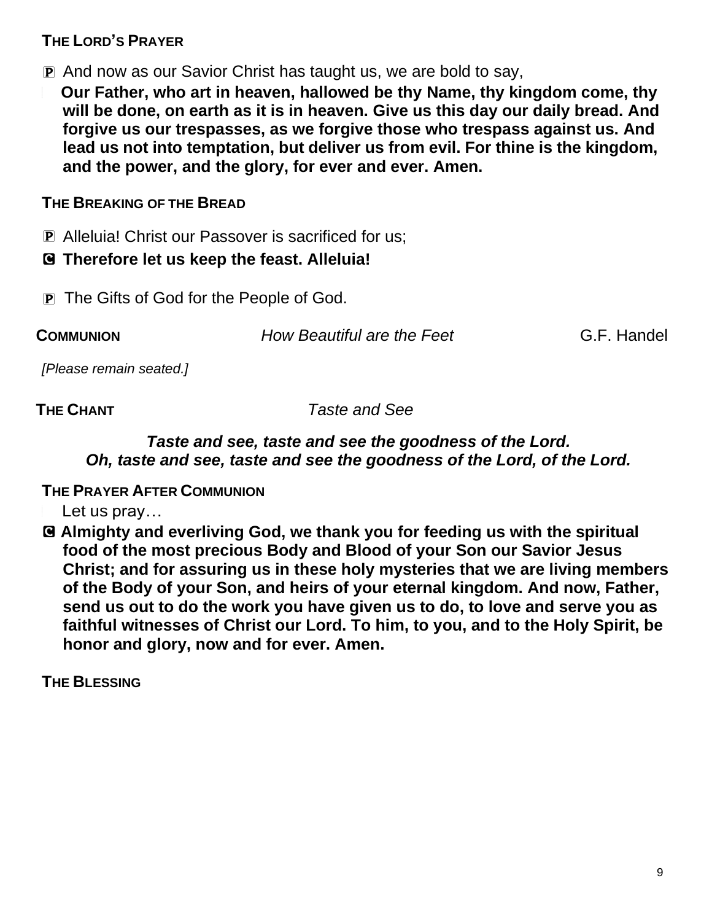**THE LORD'S PRAYER**

P And now as our Savior Christ has taught us, we are bold to say,

**Our Father, who art in heaven, hallowed be thy Name, thy kingdom come, thy will be done, on earth as it is in heaven. Give us this day our daily bread. And forgive us our trespasses, as we forgive those who trespass against us. And lead us not into temptation, but deliver us from evil. For thine is the kingdom, and the power, and the glory, for ever and ever. Amen.**

**THE BREAKING OF THE BREAD**

P Alleluia! Christ our Passover is sacrificed for us;

**C Therefore let us keep the feast. Alleluia!**

P The Gifts of God for the People of God.

**COMMUNION** *How Beautiful are the Feet* G.F. Handel

*[Please remain seated.]*

**THE CHANT** *Taste and See*

***Taste and see, taste and see the goodness of the Lord.***
***Oh, taste and see, taste and see the goodness of the Lord, of the Lord.***

**THE PRAYER AFTER COMMUNION**

Let us pray…

**C Almighty and everliving God, we thank you for feeding us with the spiritual food of the most precious Body and Blood of your Son our Savior Jesus Christ; and for assuring us in these holy mysteries that we are living members of the Body of your Son, and heirs of your eternal kingdom. And now, Father, send us out to do the work you have given us to do, to love and serve you as faithful witnesses of Christ our Lord. To him, to you, and to the Holy Spirit, be honor and glory, now and for ever. Amen.**

**THE BLESSING**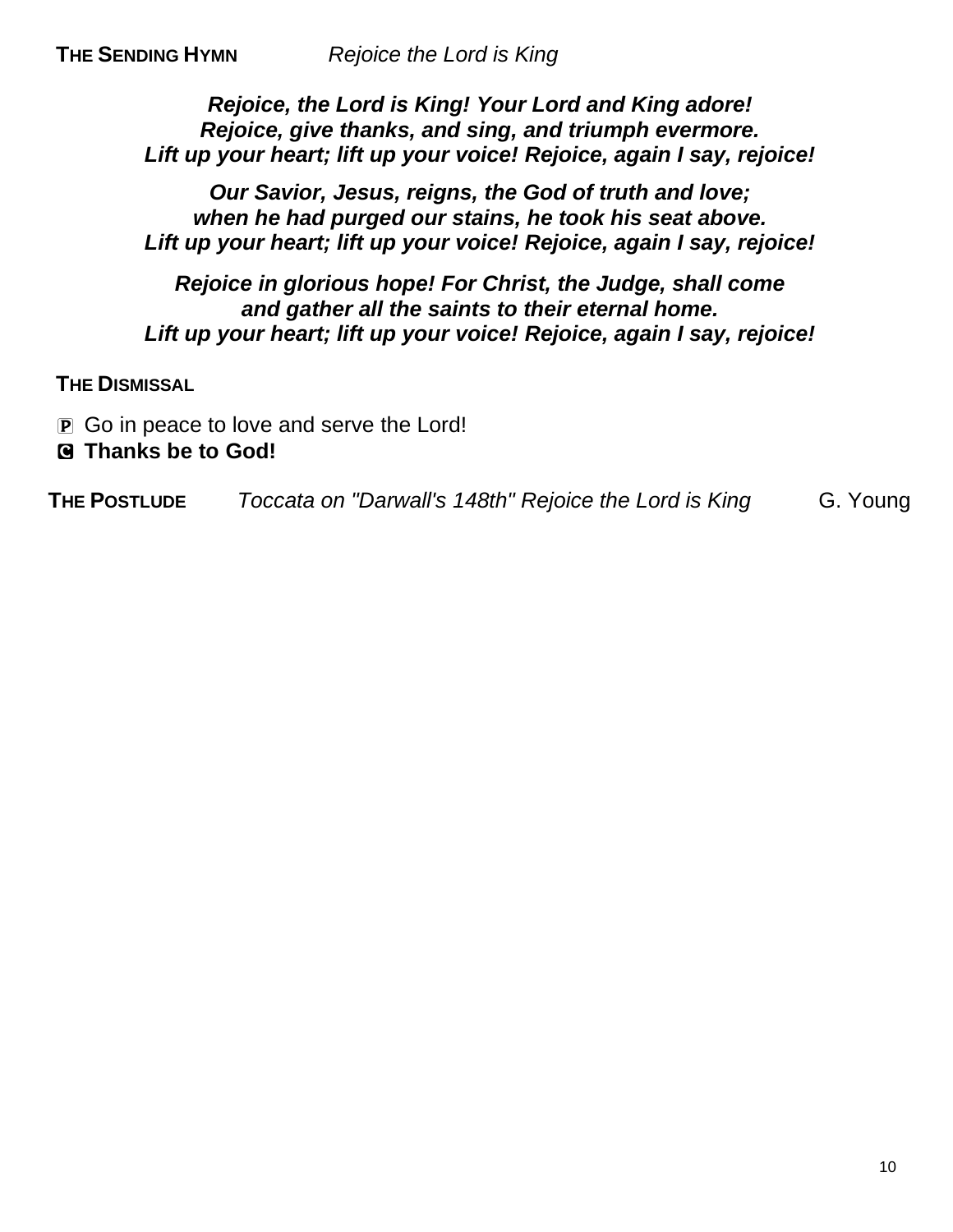**THE SENDING HYMN** *Rejoice the Lord is King*

***Rejoice, the Lord is King! Your Lord and King adore!***
***Rejoice, give thanks, and sing, and triumph evermore.***
***Lift up your heart; lift up your voice! Rejoice, again I say, rejoice!***

***Our Savior, Jesus, reigns, the God of truth and love;***
***when he had purged our stains, he took his seat above.***
***Lift up your heart; lift up your voice! Rejoice, again I say, rejoice!***

***Rejoice in glorious hope! For Christ, the Judge, shall come***
***and gather all the saints to their eternal home.***
***Lift up your heart; lift up your voice! Rejoice, again I say, rejoice!***

**THE DISMISSAL**

P Go in peace to love and serve the Lord!
**C Thanks be to God!**

**THE POSTLUDE** *Toccata on "Darwall's 148th" Rejoice the Lord is King* G. Young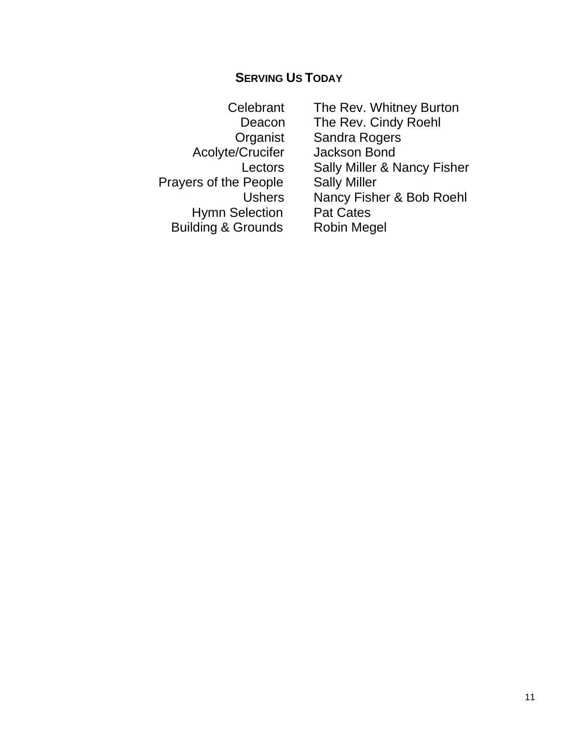## SERVING US TODAY

| | |
|---|---|
| Celebrant | The Rev. Whitney Burton |
| Deacon | The Rev. Cindy Roehl |
| Organist | Sandra Rogers |
| Acolyte/Crucifer | Jackson Bond |
| Lectors | Sally Miller & Nancy Fisher |
| Prayers of the People | Sally Miller |
| Ushers | Nancy Fisher & Bob Roehl |
| Hymn Selection | Pat Cates |
| Building & Grounds | Robin Megel |